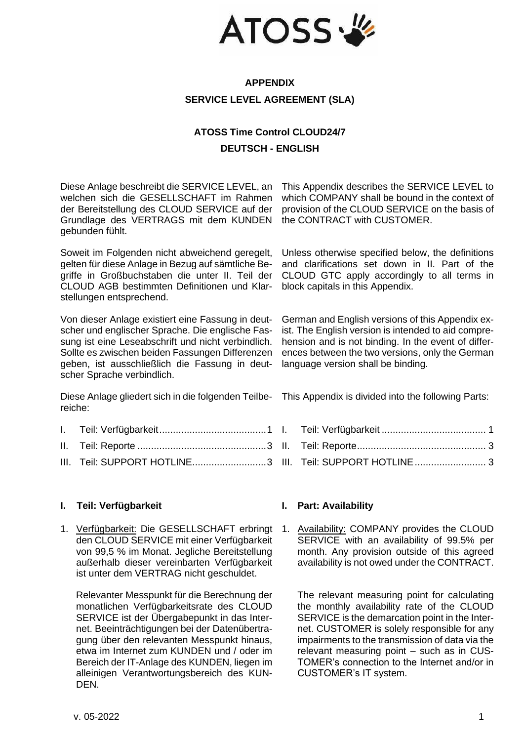**APPENDIX**

**SERVICE LEVEL AGREEMENT (SLA)**

**ATOSS Time Control CLOUD24/7**

**DEUTSCH - ENGLISH**

Diese Anlage beschreibt die SERVICE LEVEL, an welchen sich die GESELLSCHAFT im Rahmen der Bereitstellung des CLOUD SERVICE auf der Grundlage des VERTRAGS mit dem KUNDEN gebunden fühlt.

This Appendix describes the SERVICE LEVEL to which COMPANY shall be bound in the context of provision of the CLOUD SERVICE on the basis of the CONTRACT with CUSTOMER.

Soweit im Folgenden nicht abweichend geregelt, gelten für diese Anlage in Bezug auf sämtliche Begriffe in Großbuchstaben die unter II. Teil der CLOUD AGB bestimmten Definitionen und Klarstellungen entsprechend.

Unless otherwise specified below, the definitions and clarifications set down in II. Part of the CLOUD GTC apply accordingly to all terms in block capitals in this Appendix.

Von dieser Anlage existiert eine Fassung in deutscher und englischer Sprache. Die englische Fassung ist eine Leseabschrift und nicht verbindlich. Sollte es zwischen beiden Fassungen Differenzen geben, ist ausschließlich die Fassung in deutscher Sprache verbindlich.

German and English versions of this Appendix exist. The English version is intended to aid comprehension and is not binding. In the event of differences between the two versions, only the German language version shall be binding.

Diese Anlage gliedert sich in die folgenden Teilbereiche:

I. Teil: Verfügbarkeit ....................................... 1
II. Teil: Reporte ............................................... 3
III. Teil: SUPPORT HOTLINE.......................... 3

This Appendix is divided into the following Parts:

I. Teil: Verfügbarkeit ....................................... 1
II. Teil: Reporte ............................................... 3
III. Teil: SUPPORT HOTLINE.......................... 3

## I. Teil: Verfügbarkeit

1. Verfügbarkeit: Die GESELLSCHAFT erbringt den CLOUD SERVICE mit einer Verfügbarkeit von 99,5 % im Monat. Jegliche Bereitstellung außerhalb dieser vereinbarten Verfügbarkeit ist unter dem VERTRAG nicht geschuldet.

   Relevanter Messpunkt für die Berechnung der monatlichen Verfügbarkeitsrate des CLOUD SERVICE ist der Übergabepunkt in das Internet. Beeinträchtigungen bei der Datenübertragung über den relevanten Messpunkt hinaus, etwa im Internet zum KUNDEN und / oder im Bereich der IT-Anlage des KUNDEN, liegen im alleinigen Verantwortungsbereich des KUNDEN.

## I. Part: Availability

1. Availability: COMPANY provides the CLOUD SERVICE with an availability of 99.5% per month. Any provision outside of this agreed availability is not owed under the CONTRACT.

   The relevant measuring point for calculating the monthly availability rate of the CLOUD SERVICE is the demarcation point in the Internet. CUSTOMER is solely responsible for any impairments to the transmission of data via the relevant measuring point – such as in CUSTOMER's connection to the Internet and/or in CUSTOMER's IT system.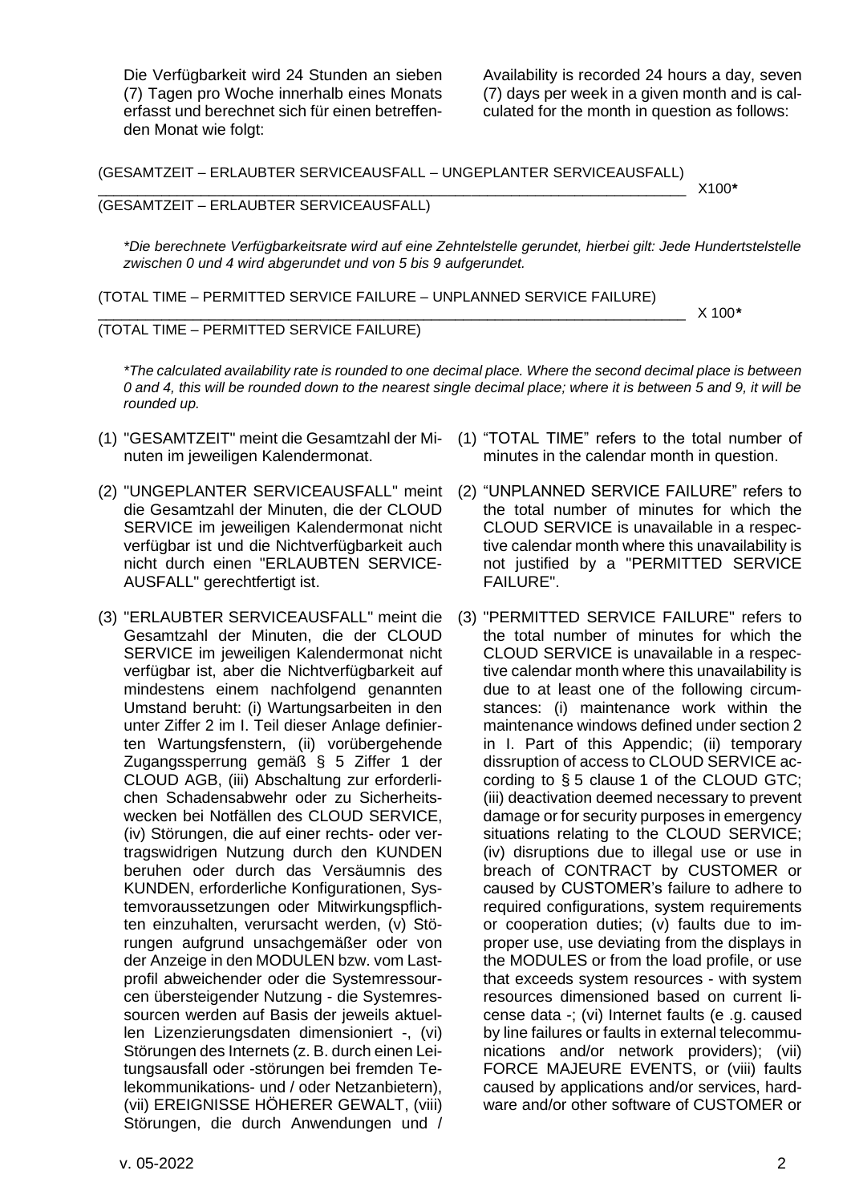Die Verfügbarkeit wird 24 Stunden an sieben (7) Tagen pro Woche innerhalb eines Monats erfasst und berechnet sich für einen betreffenden Monat wie folgt:

Availability is recorded 24 hours a day, seven (7) days per week in a given month and is calculated for the month in question as follows:

$$\frac{\text{(GESAMTZEIT – ERLAUBTER SERVICEAUSFALL – UNGEPLANTER SERVICEAUSFALL)}}{\text{(GESAMTZEIT – ERLAUBTER SERVICEAUSFALL)}} \times 100^{*}$$

*\*Die berechnete Verfügbarkeitsrate wird auf eine Zehntelstelle gerundet, hierbei gilt: Jede Hundertstelstelle zwischen 0 und 4 wird abgerundet und von 5 bis 9 aufgerundet.*

$$\frac{\text{(TOTAL TIME – PERMITTED SERVICE FAILURE – UNPLANNED SERVICE FAILURE)}}{\text{(TOTAL TIME – PERMITTED SERVICE FAILURE)}} \times 100^{*}$$

*\*The calculated availability rate is rounded to one decimal place. Where the second decimal place is between 0 and 4, this will be rounded down to the nearest single decimal place; where it is between 5 and 9, it will be rounded up.*

(1) "GESAMTZEIT" meint die Gesamtzahl der Minuten im jeweiligen Kalendermonat.

(2) "UNGEPLANTER SERVICEAUSFALL" meint die Gesamtzahl der Minuten, die der CLOUD SERVICE im jeweiligen Kalendermonat nicht verfügbar ist und die Nichtverfügbarkeit auch nicht durch einen "ERLAUBTEN SERVICEAUSFALL" gerechtfertigt ist.

(3) "ERLAUBTER SERVICEAUSFALL" meint die Gesamtzahl der Minuten, die der CLOUD SERVICE im jeweiligen Kalendermonat nicht verfügbar ist, aber die Nichtverfügbarkeit auf mindestens einem nachfolgend genannten Umstand beruht: (i) Wartungsarbeiten in den unter Ziffer 2 in I. Teil dieser Anlage definierten Wartungsfenstern, (ii) vorübergehende Zugangssperrung gemäß § 5 Ziffer 1 der CLOUD AGB, (iii) Abschaltung zur erforderlichen Schadensabwehr oder zu Sicherheitswecken bei Notfällen des CLOUD SERVICE, (iv) Störungen, die auf einer rechts- oder vertragswidrigen Nutzung durch den KUNDEN beruhen oder durch das Versäumnis des KUNDEN, erforderliche Konfigurationen, Systemvoraussetzungen oder Mitwirkungspflichten einzuhalten, verursacht werden, (v) Störungen aufgrund unsachgemäßer oder von der Anzeige in den MODULEN bzw. vom Lastprofil abweichender oder die Systemressourcen übersteigender Nutzung - die Systemressourcen werden auf Basis der jeweils aktuellen Lizenzierungsdaten dimensioniert -, (vi) Störungen des Internets (z. B. durch einen Leitungsausfall oder -störungen bei fremden Telekommunikations- und / oder Netzanbietern), (vii) EREIGNISSE HÖHERER GEWALT, (viii) Störungen, die durch Anwendungen und /

(1) “TOTAL TIME” refers to the total number of minutes in the calendar month in question.

(2) “UNPLANNED SERVICE FAILURE” refers to the total number of minutes for which the CLOUD SERVICE is unavailable in a respective calendar month where this unavailability is not justified by a "PERMITTED SERVICE FAILURE".

(3) "PERMITTED SERVICE FAILURE" refers to the total number of minutes for which the CLOUD SERVICE is unavailable in a respective calendar month where this unavailability is due to at least one of the following circumstances: (i) maintenance work within the maintenance windows defined under section 2 in I. Part of this Appendic; (ii) temporary dissruption of access to CLOUD SERVICE according to § 5 clause 1 of the CLOUD GTC; (iii) deactivation deemed necessary to prevent damage or for security purposes in emergency situations relating to the CLOUD SERVICE; (iv) disruptions due to illegal use or use in breach of CONTRACT by CUSTOMER or caused by CUSTOMER’s failure to adhere to required configurations, system requirements or cooperation duties; (v) faults due to improper use, use deviating from the displays in the MODULES or from the load profile, or use that exceeds system resources - with system resources dimensioned based on current license data -; (vi) Internet faults (e .g. caused by line failures or faults in external telecommunications and/or network providers); (vii) FORCE MAJEURE EVENTS, or (viii) faults caused by applications and/or services, hardware and/or other software of CUSTOMER or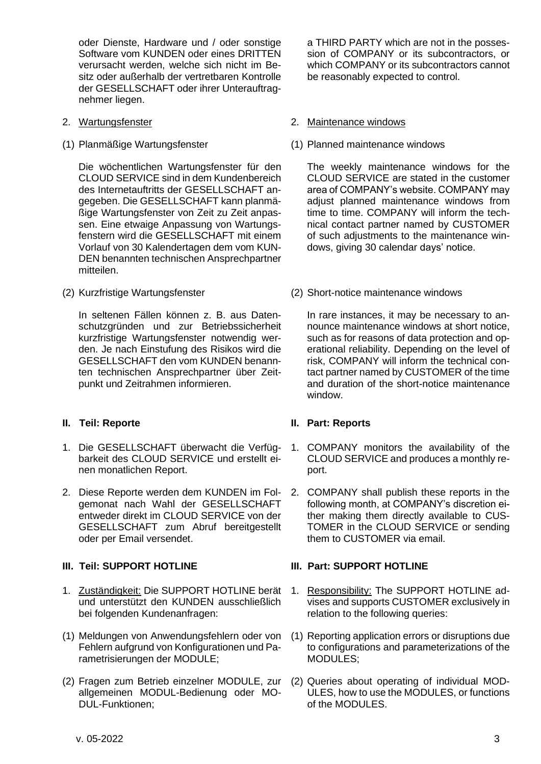oder Dienste, Hardware und / oder sonstige Software vom KUNDEN oder eines DRITTEN verursacht werden, welche sich nicht im Besitz oder außerhalb der vertretbaren Kontrolle der GESELLSCHAFT oder ihrer Unterauftragnehmer liegen.

a THIRD PARTY which are not in the possession of COMPANY or its subcontractors, or which COMPANY or its subcontractors cannot be reasonably expected to control.

2. Wartungsfenster

2. Maintenance windows

(1) Planmäßige Wartungsfenster

Die wöchentlichen Wartungsfenster für den CLOUD SERVICE sind in dem Kundenbereich des Internetauftritts der GESELLSCHAFT angegeben. Die GESELLSCHAFT kann planmäßige Wartungsfenster von Zeit zu Zeit anpassen. Eine etwaige Anpassung von Wartungsfenstern wird die GESELLSCHAFT mit einem Vorlauf von 30 Kalendertagen dem vom KUNDEN benannten technischen Ansprechpartner mitteilen.

(1) Planned maintenance windows

The weekly maintenance windows for the CLOUD SERVICE are stated in the customer area of COMPANY's website. COMPANY may adjust planned maintenance windows from time to time. COMPANY will inform the technical contact partner named by CUSTOMER of such adjustments to the maintenance windows, giving 30 calendar days' notice.

(2) Kurzfristige Wartungsfenster

In seltenen Fällen können z. B. aus Datenschutzgründen und zur Betriebssicherheit kurzfristige Wartungsfenster notwendig werden. Je nach Einstufung des Risikos wird die GESELLSCHAFT den vom KUNDEN benannten technischen Ansprechpartner über Zeitpunkt und Zeitrahmen informieren.

(2) Short-notice maintenance windows

In rare instances, it may be necessary to announce maintenance windows at short notice, such as for reasons of data protection and operational reliability. Depending on the level of risk, COMPANY will inform the technical contact partner named by CUSTOMER of the time and duration of the short-notice maintenance window.

## II. Teil: Reporte

## II. Part: Reports

1. Die GESELLSCHAFT überwacht die Verfügbarkeit des CLOUD SERVICE und erstellt einen monatlichen Report.

1. COMPANY monitors the availability of the CLOUD SERVICE and produces a monthly report.

2. Diese Reporte werden dem KUNDEN im Folgemonat nach Wahl der GESELLSCHAFT entweder direkt im CLOUD SERVICE von der GESELLSCHAFT zum Abruf bereitgestellt oder per Email versendet.

2. COMPANY shall publish these reports in the following month, at COMPANY's discretion either making them directly available to CUSTOMER in the CLOUD SERVICE or sending them to CUSTOMER via email.

## III. Teil: SUPPORT HOTLINE

## III. Part: SUPPORT HOTLINE

1. Zuständigkeit: Die SUPPORT HOTLINE berät und unterstützt den KUNDEN ausschließlich bei folgenden Kundenanfragen:

1. Responsibility: The SUPPORT HOTLINE advises and supports CUSTOMER exclusively in relation to the following queries:

(1) Meldungen von Anwendungsfehlern oder von Fehlern aufgrund von Konfigurationen und Parametrisierungen der MODULE;

(1) Reporting application errors or disruptions due to configurations and parameterizations of the MODULES;

(2) Fragen zum Betrieb einzelner MODULE, zur allgemeinen MODUL-Bedienung oder MODUL-Funktionen;

(2) Queries about operating of individual MODULES, how to use the MODULES, or functions of the MODULES.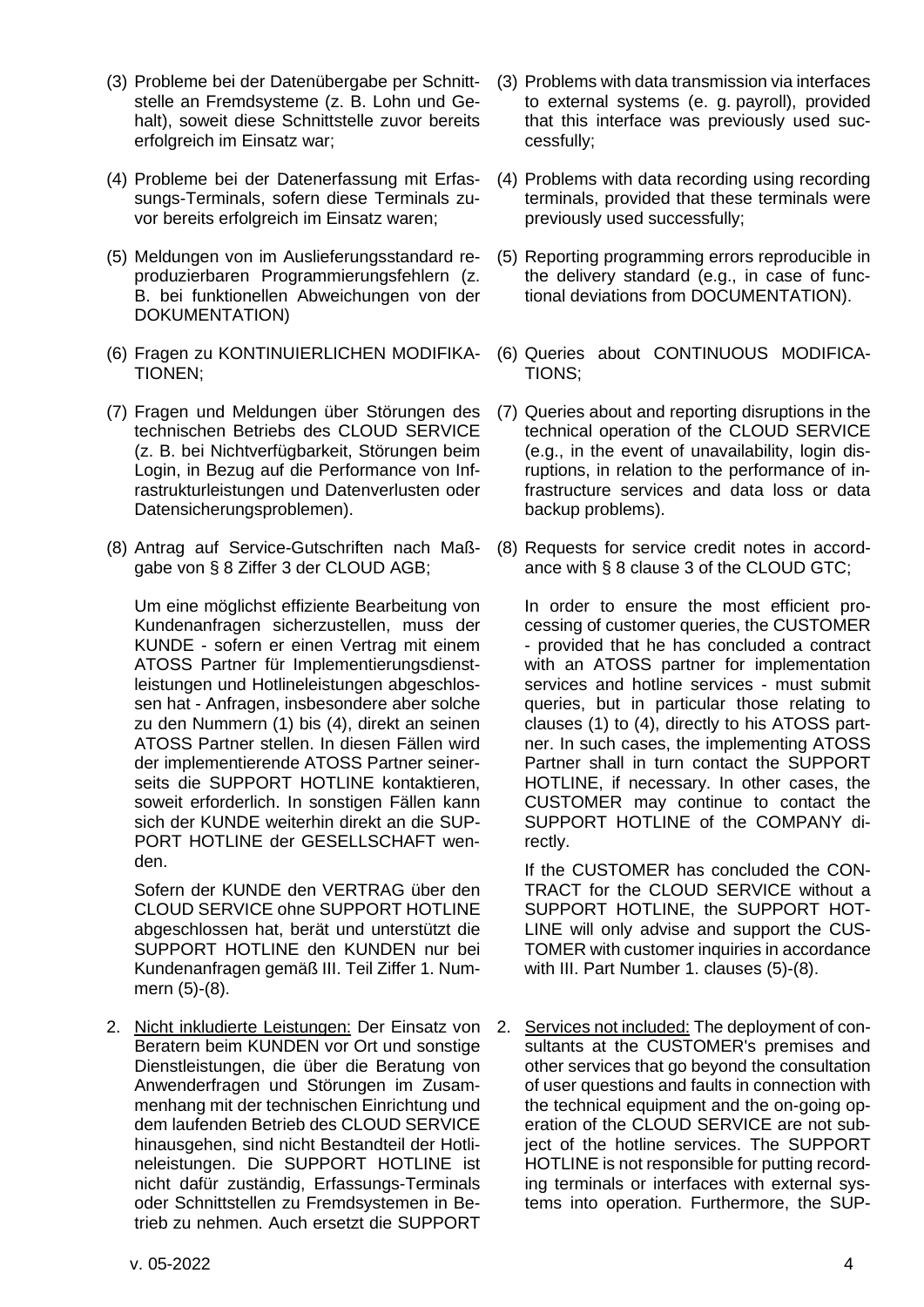(3) Probleme bei der Datenübergabe per Schnittstelle an Fremdsysteme (z. B. Lohn und Gehalt), soweit diese Schnittstelle zuvor bereits erfolgreich im Einsatz war;

(4) Probleme bei der Datenerfassung mit Erfassungs-Terminals, sofern diese Terminals zuvor bereits erfolgreich im Einsatz waren;

(5) Meldungen von im Auslieferungsstandard reproduzierbaren Programmierungsfehlern (z. B. bei funktionellen Abweichungen von der DOKUMENTATION)

(6) Fragen zu KONTINUIERLICHEN MODIFIKATIONEN;

(7) Fragen und Meldungen über Störungen des technischen Betriebs des CLOUD SERVICE (z. B. bei Nichtverfügbarkeit, Störungen beim Login, in Bezug auf die Performance von Infrastrukturleistungen und Datenverlusten oder Datensicherungsproblemen).

(8) Antrag auf Service-Gutschriften nach Maßgabe von § 8 Ziffer 3 der CLOUD AGB;

Um eine möglichst effiziente Bearbeitung von Kundenanfragen sicherzustellen, muss der KUNDE - sofern er einen Vertrag mit einem ATOSS Partner für Implementierungsdienstleistungen und Hotlineleistungen abgeschlossen hat - Anfragen, insbesondere aber solche zu den Nummern (1) bis (4), direkt an seinen ATOSS Partner stellen. In diesen Fällen wird der implementierende ATOSS Partner seinerseits die SUPPORT HOTLINE kontaktieren, soweit erforderlich. In sonstigen Fällen kann sich der KUNDE weiterhin direkt an die SUPPORT HOTLINE der GESELLSCHAFT wenden.

Sofern der KUNDE den VERTRAG über den CLOUD SERVICE ohne SUPPORT HOTLINE abgeschlossen hat, berät und unterstützt die SUPPORT HOTLINE den KUNDEN nur bei Kundenanfragen gemäß III. Teil Ziffer 1. Nummern (5)-(8).

2. Nicht inkludierte Leistungen: Der Einsatz von Beratern beim KUNDEN vor Ort und sonstige Dienstleistungen, die über die Beratung von Anwenderfragen und Störungen im Zusammenhang mit der technischen Einrichtung und dem laufenden Betrieb des CLOUD SERVICE hinausgehen, sind nicht Bestandteil der Hotlineleistungen. Die SUPPORT HOTLINE ist nicht dafür zuständig, Erfassungs-Terminals oder Schnittstellen zu Fremdsystemen in Betrieb zu nehmen. Auch ersetzt die SUPPORT

(3) Problems with data transmission via interfaces to external systems (e. g. payroll), provided that this interface was previously used successfully;

(4) Problems with data recording using recording terminals, provided that these terminals were previously used successfully;

(5) Reporting programming errors reproducible in the delivery standard (e.g., in case of functional deviations from DOCUMENTATION).

(6) Queries about CONTINUOUS MODIFICATIONS;

(7) Queries about and reporting disruptions in the technical operation of the CLOUD SERVICE (e.g., in the event of unavailability, login disruptions, in relation to the performance of infrastructure services and data loss or data backup problems).

(8) Requests for service credit notes in accordance with § 8 clause 3 of the CLOUD GTC;

In order to ensure the most efficient processing of customer queries, the CUSTOMER - provided that he has concluded a contract with an ATOSS partner for implementation services and hotline services - must submit queries, but in particular those relating to clauses (1) to (4), directly to his ATOSS partner. In such cases, the implementing ATOSS Partner shall in turn contact the SUPPORT HOTLINE, if necessary. In other cases, the CUSTOMER may continue to contact the SUPPORT HOTLINE of the COMPANY directly.

If the CUSTOMER has concluded the CONTRACT for the CLOUD SERVICE without a SUPPORT HOTLINE, the SUPPORT HOTLINE will only advise and support the CUSTOMER with customer inquiries in accordance with III. Part Number 1. clauses (5)-(8).

2. Services not included: The deployment of consultants at the CUSTOMER's premises and other services that go beyond the consultation of user questions and faults in connection with the technical equipment and the on-going operation of the CLOUD SERVICE are not subject of the hotline services. The SUPPORT HOTLINE is not responsible for putting recording terminals or interfaces with external systems into operation. Furthermore, the SUP-

v. 05-2022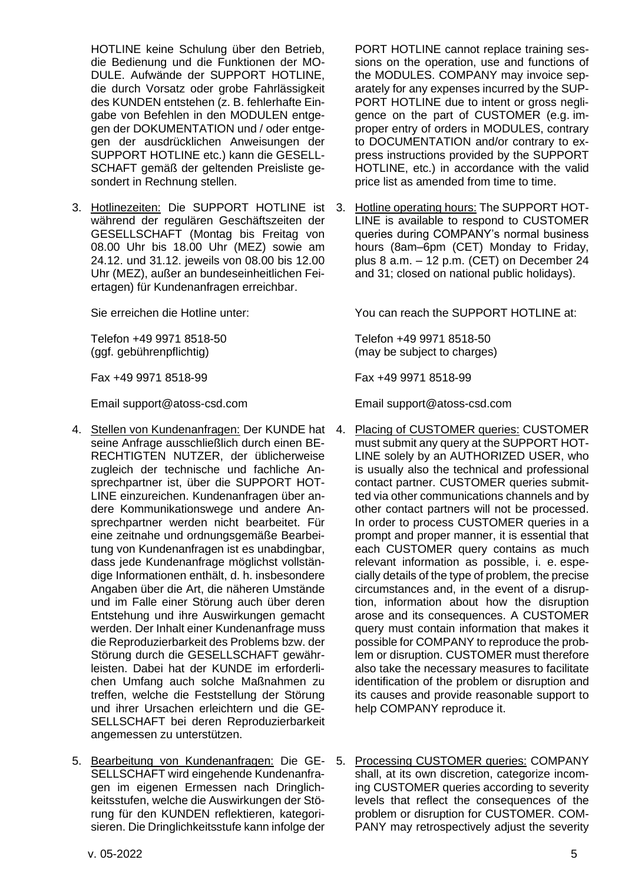HOTLINE keine Schulung über den Betrieb, die Bedienung und die Funktionen der MODULE. Aufwände der SUPPORT HOTLINE, die durch Vorsatz oder grobe Fahrlässigkeit des KUNDEN entstehen (z. B. fehlerhafte Eingabe von Befehlen in den MODULEN entgegen der DOKUMENTATION und / oder entgegen der ausdrücklichen Anweisungen der SUPPORT HOTLINE etc.) kann die GESELLSCHAFT gemäß der geltenden Preisliste gesondert in Rechnung stellen.

3. <u>Hotlinezeiten:</u> Die SUPPORT HOTLINE ist während der regulären Geschäftszeiten der GESELLSCHAFT (Montag bis Freitag von 08.00 Uhr bis 18.00 Uhr (MEZ) sowie am 24.12. und 31.12. jeweils von 08.00 bis 12.00 Uhr (MEZ), außer an bundeseinheitlichen Feiertagen) für Kundenanfragen erreichbar.

   Sie erreichen die Hotline unter:

   Telefon +49 9971 8518-50
   (ggf. gebührenpflichtig)

   Fax +49 9971 8518-99

   Email support@atoss-csd.com

4. <u>Stellen von Kundenanfragen:</u> Der KUNDE hat seine Anfrage ausschließlich durch einen BERECHTIGTEN NUTZER, der üblicherweise zugleich der technische und fachliche Ansprechpartner ist, über die SUPPORT HOTLINE einzureichen. Kundenanfragen über andere Kommunikationswege und andere Ansprechpartner werden nicht bearbeitet. Für eine zeitnahe und ordnungsgemäße Bearbeitung von Kundenanfragen ist es unabdingbar, dass jede Kundenanfrage möglichst vollständige Informationen enthält, d. h. insbesondere Angaben über die Art, die näheren Umstände und im Falle einer Störung auch über deren Entstehung und ihre Auswirkungen gemacht werden. Der Inhalt einer Kundenanfrage muss die Reproduzierbarkeit des Problems bzw. der Störung durch die GESELLSCHAFT gewährleisten. Dabei hat der KUNDE im erforderlichen Umfang auch solche Maßnahmen zu treffen, welche die Feststellung der Störung und ihrer Ursachen erleichtern und die GESELLSCHAFT bei deren Reproduzierbarkeit angemessen zu unterstützen.

5. <u>Bearbeitung von Kundenanfragen:</u> Die GESELLSCHAFT wird eingehende Kundenanfragen im eigenen Ermessen nach Dringlichkeitsstufen, welche die Auswirkungen der Störung für den KUNDEN reflektieren, kategorisieren. Die Dringlichkeitsstufe kann infolge der

PORT HOTLINE cannot replace training sessions on the operation, use and functions of the MODULES. COMPANY may invoice separately for any expenses incurred by the SUPPORT HOTLINE due to intent or gross negligence on the part of CUSTOMER (e.g. improper entry of orders in MODULES, contrary to DOCUMENTATION and/or contrary to express instructions provided by the SUPPORT HOTLINE, etc.) in accordance with the valid price list as amended from time to time.

3. <u>Hotline operating hours:</u> The SUPPORT HOTLINE is available to respond to CUSTOMER queries during COMPANY's normal business hours (8am–6pm (CET) Monday to Friday, plus 8 a.m. – 12 p.m. (CET) on December 24 and 31; closed on national public holidays).

   You can reach the SUPPORT HOTLINE at:

   Telefon +49 9971 8518-50
   (may be subject to charges)

   Fax +49 9971 8518-99

   Email support@atoss-csd.com

4. <u>Placing of CUSTOMER queries:</u> CUSTOMER must submit any query at the SUPPORT HOTLINE solely by an AUTHORIZED USER, who is usually also the technical and professional contact partner. CUSTOMER queries submitted via other communications channels and by other contact partners will not be processed. In order to process CUSTOMER queries in a prompt and proper manner, it is essential that each CUSTOMER query contains as much relevant information as possible, i. e. especially details of the type of problem, the precise circumstances and, in the event of a disruption, information about how the disruption arose and its consequences. A CUSTOMER query must contain information that makes it possible for COMPANY to reproduce the problem or disruption. CUSTOMER must therefore also take the necessary measures to facilitate identification of the problem or disruption and its causes and provide reasonable support to help COMPANY reproduce it.

5. <u>Processing CUSTOMER queries:</u> COMPANY shall, at its own discretion, categorize incoming CUSTOMER queries according to severity levels that reflect the consequences of the problem or disruption for CUSTOMER. COMPANY may retrospectively adjust the severity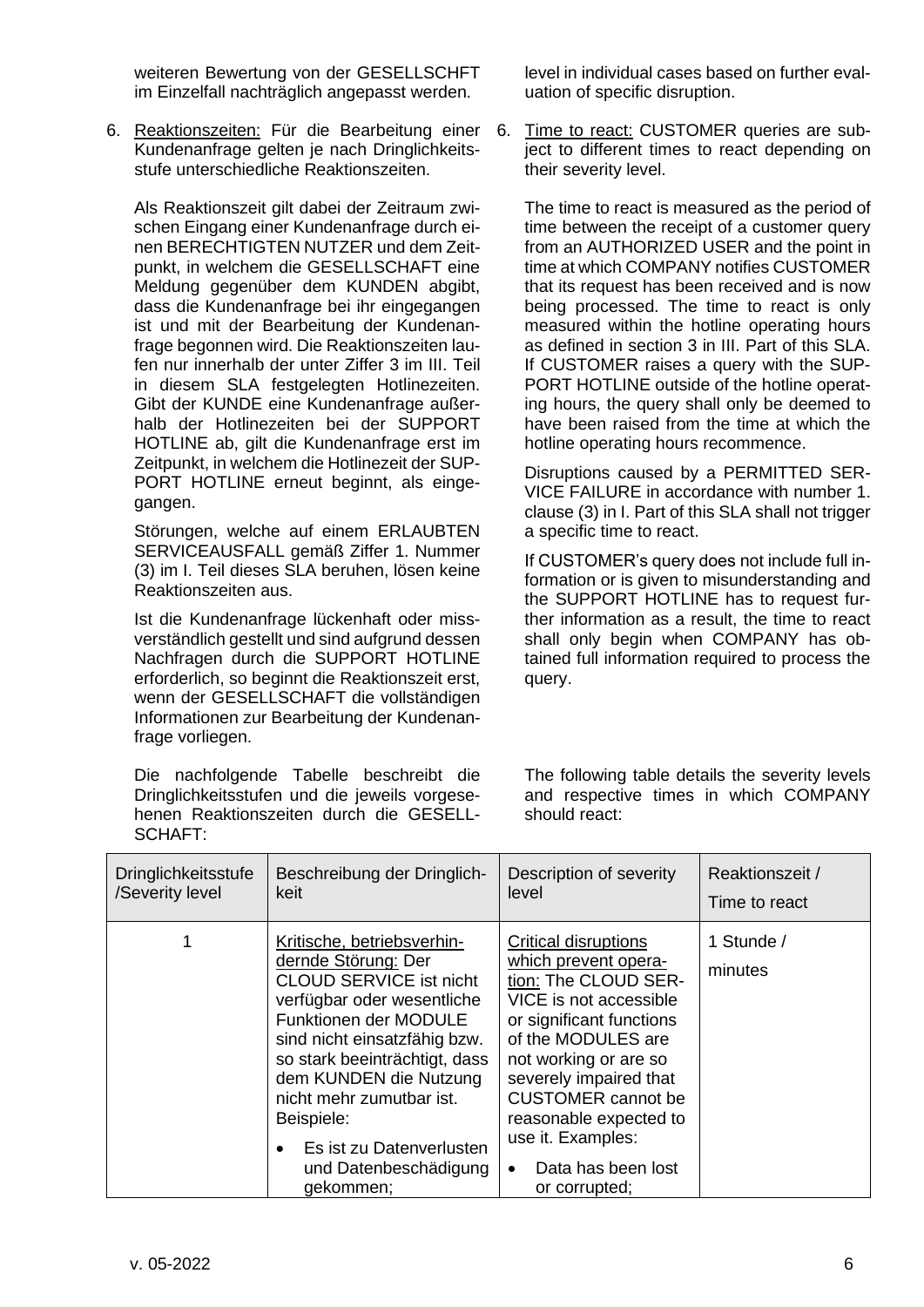weiteren Bewertung von der GESELLSCHFT im Einzelfall nachträglich angepasst werden.

level in individual cases based on further evaluation of specific disruption.

6. Reaktionszeiten: Für die Bearbeitung einer Kundenanfrage gelten je nach Dringlichkeitsstufe unterschiedliche Reaktionszeiten.

   Als Reaktionszeit gilt dabei der Zeitraum zwischen Eingang einer Kundenanfrage durch einen BERECHTIGTEN NUTZER und dem Zeitpunkt, in welchem die GESELLSCHAFT eine Meldung gegenüber dem KUNDEN abgibt, dass die Kundenanfrage bei ihr eingegangen ist und mit der Bearbeitung der Kundenanfrage begonnen wird. Die Reaktionszeiten laufen nur innerhalb der unter Ziffer 3 im III. Teil in diesem SLA festgelegten Hotlinezeiten. Gibt der KUNDE eine Kundenanfrage außerhalb der Hotlinezeiten bei der SUPPORT HOTLINE ab, gilt die Kundenanfrage erst im Zeitpunkt, in welchem die Hotlinezeit der SUPPORT HOTLINE erneut beginnt, als eingegangen.

   Störungen, welche auf einem ERLAUBTEN SERVICEAUSFALL gemäß Ziffer 1. Nummer (3) im I. Teil dieses SLA beruhen, lösen keine Reaktionszeiten aus.

   Ist die Kundenanfrage lückenhaft oder missverständlich gestellt und sind aufgrund dessen Nachfragen durch die SUPPORT HOTLINE erforderlich, so beginnt die Reaktionszeit erst, wenn der GESELLSCHAFT die vollständigen Informationen zur Bearbeitung der Kundenanfrage vorliegen.

   Die nachfolgende Tabelle beschreibt die Dringlichkeitsstufen und die jeweils vorgesehenen Reaktionszeiten durch die GESELLSCHAFT:

6. Time to react: CUSTOMER queries are subject to different times to react depending on their severity level.

   The time to react is measured as the period of time between the receipt of a customer query from an AUTHORIZED USER and the point in time at which COMPANY notifies CUSTOMER that its request has been received and is now being processed. The time to react is only measured within the hotline operating hours as defined in section 3 in III. Part of this SLA. If CUSTOMER raises a query with the SUPPORT HOTLINE outside of the hotline operating hours, the query shall only be deemed to have been raised from the time at which the hotline operating hours recommence.

   Disruptions caused by a PERMITTED SERVICE FAILURE in accordance with number 1. clause (3) in I. Part of this SLA shall not trigger a specific time to react.

   If CUSTOMER's query does not include full information or is given to misunderstanding and the SUPPORT HOTLINE has to request further information as a result, the time to react shall only begin when COMPANY has obtained full information required to process the query.

   The following table details the severity levels and respective times in which COMPANY should react:

| Dringlichkeitsstufe /Severity level | Beschreibung der Dringlichkeit | Description of severity level | Reaktionszeit / Time to react |
|---|---|---|---|
| 1 | Kritische, betriebsverhindernde Störung: Der CLOUD SERVICE ist nicht verfügbar oder wesentliche Funktionen der MODULE sind nicht einsatzfähig bzw. so stark beeinträchtigt, dass dem KUNDEN die Nutzung nicht mehr zumutbar ist. Beispiele: <br>• Es ist zu Datenverlusten und Datenbeschädigung gekommen; | Critical disruptions which prevent operation: The CLOUD SERVICE is not accessible or significant functions of the MODULES are not working or are so severely impaired that CUSTOMER cannot be reasonable expected to use it. Examples: <br>• Data has been lost or corrupted; | 1 Stunde / minutes |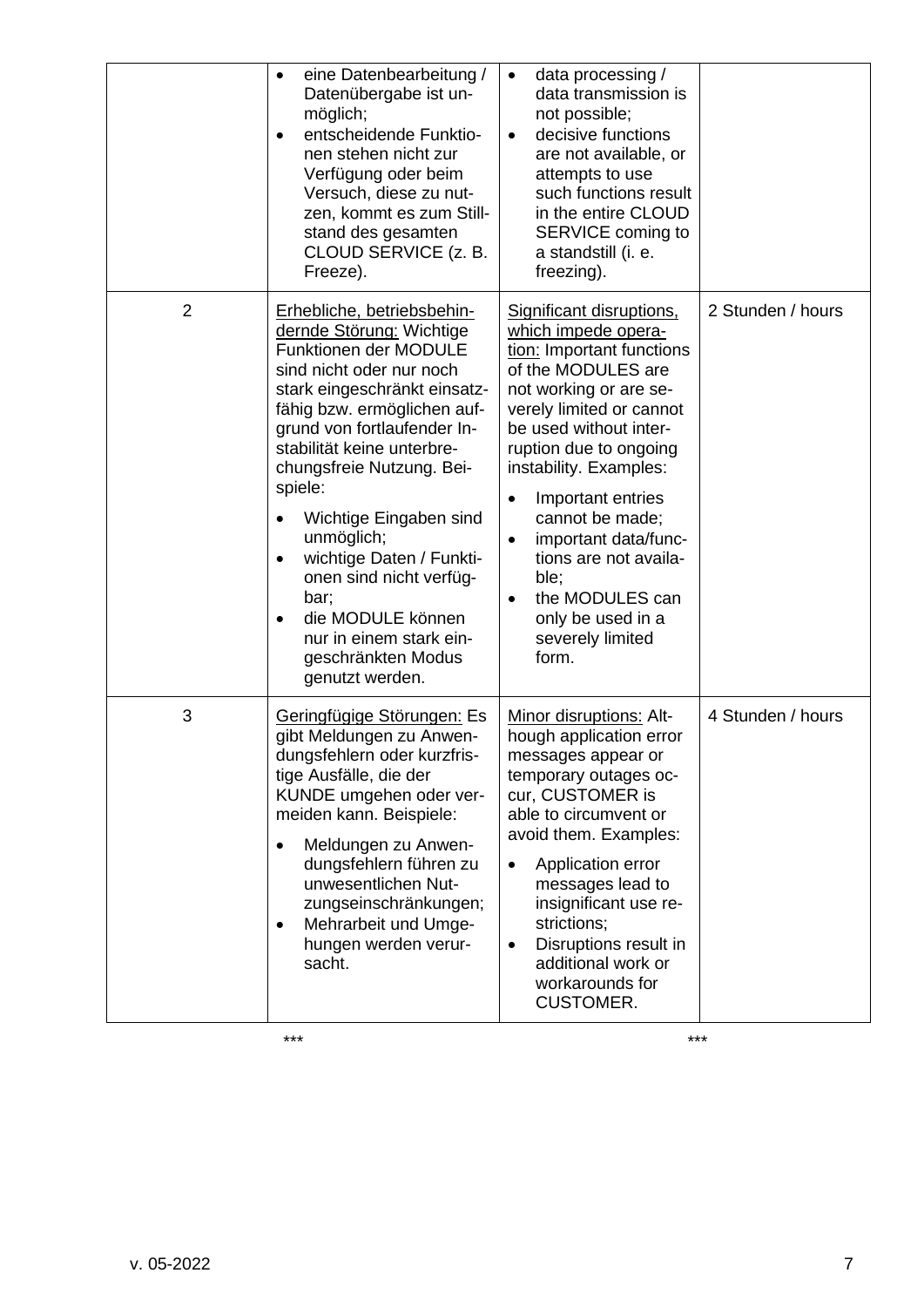| | | | |
|---|---|---|---|
| | • eine Datenbearbeitung / Datenübergabe ist unmöglich;<br>• entscheidende Funktionen stehen nicht zur Verfügung oder beim Versuch, diese zu nutzen, kommt es zum Stillstand des gesamten CLOUD SERVICE (z. B. Freeze). | • data processing / data transmission is not possible;<br>• decisive functions are not available, or attempts to use such functions result in the entire CLOUD SERVICE coming to a standstill (i. e. freezing). | |
| 2 | <u>Erhebliche, betriebsbehindernde Störung:</u> Wichtige Funktionen der MODULE sind nicht oder nur noch stark eingeschränkt einsatzfähig bzw. ermöglichen aufgrund von fortlaufender Instabilität keine unterbrechungsfreie Nutzung. Beispiele:<br>• Wichtige Eingaben sind unmöglich;<br>• wichtige Daten / Funktionen sind nicht verfügbar;<br>• die MODULE können nur in einem stark eingeschränkten Modus genutzt werden. | <u>Significant disruptions, which impede operation:</u> Important functions of the MODULES are not working or are severely limited or cannot be used without interruption due to ongoing instability. Examples:<br>• Important entries cannot be made;<br>• important data/functions are not available;<br>• the MODULES can only be used in a severely limited form. | 2 Stunden / hours |
| 3 | <u>Geringfügige Störungen:</u> Es gibt Meldungen zu Anwendungsfehlern oder kurzfristige Ausfälle, die der KUNDE umgehen oder vermeiden kann. Beispiele:<br>• Meldungen zu Anwendungsfehlern führen zu unwesentlichen Nutzungseinschränkungen;<br>• Mehrarbeit und Umgehungen werden verursacht. | <u>Minor disruptions:</u> Although application error messages appear or temporary outages occur, CUSTOMER is able to circumvent or avoid them. Examples:<br>• Application error messages lead to insignificant use restrictions;<br>• Disruptions result in additional work or workarounds for CUSTOMER. | 4 Stunden / hours |

\*\*\*

\*\*\*

v. 05-2022